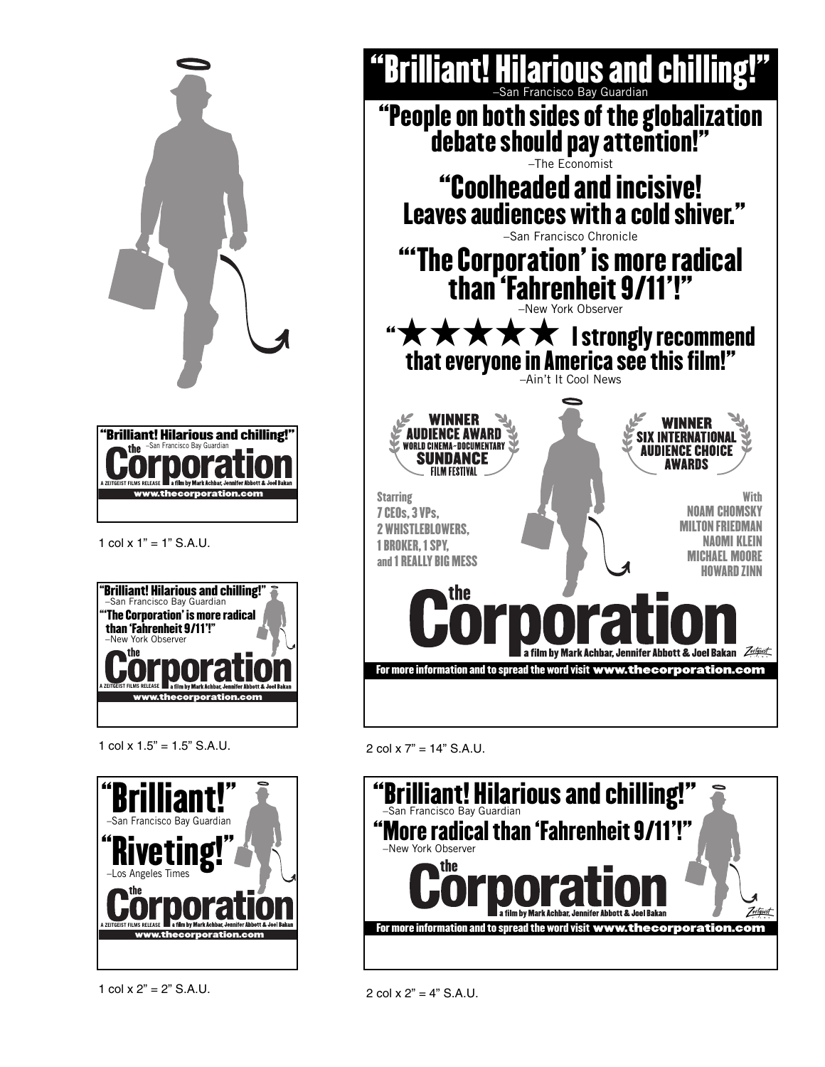"Brilliant! Hilarious and chilling!"
–San Francisco Bay Guardian

the Corporation

A ZEITGEIST FILMS RELEASE a film by Mark Achbar, Jennifer Abbott & Joel Bakan

www.thecorporation.com

1 col x 1" = 1" S.A.U.

"Brilliant! Hilarious and chilling!"
–San Francisco Bay Guardian

"'The Corporation' is more radical than 'Fahrenheit 9/11'!"
–New York Observer

the Corporation

A ZEITGEIST FILMS RELEASE a film by Mark Achbar, Jennifer Abbott & Joel Bakan

www.thecorporation.com

1 col x 1.5" = 1.5" S.A.U.

"Brilliant!"
–San Francisco Bay Guardian

"Riveting!"
–Los Angeles Times

the Corporation

A ZEITGEIST FILMS RELEASE a film by Mark Achbar, Jennifer Abbott & Joel Bakan

www.thecorporation.com

1 col x 2" = 2" S.A.U.

"Brilliant! Hilarious and chilling!"
–San Francisco Bay Guardian

"People on both sides of the globalization debate should pay attention!"
–The Economist

"Coolheaded and incisive! Leaves audiences with a cold shiver."
–San Francisco Chronicle

"'The Corporation' is more radical than 'Fahrenheit 9/11'!"
–New York Observer

"★★★★★ I strongly recommend that everyone in America see this film!"
–Ain't It Cool News

WINNER AUDIENCE AWARD WORLD CINEMA–DOCUMENTARY SUNDANCE FILM FESTIVAL

WINNER SIX INTERNATIONAL AUDIENCE CHOICE AWARDS

Starring
7 CEOs, 3 VPs,
2 WHISTLEBLOWERS,
1 BROKER, 1 SPY,
and 1 REALLY BIG MESS

With
NOAM CHOMSKY
MILTON FRIEDMAN
NAOMI KLEIN
MICHAEL MOORE
HOWARD ZINN

the Corporation

a film by Mark Achbar, Jennifer Abbott & Joel Bakan Zeitgeist

For more information and to spread the word visit www.thecorporation.com

2 col x 7" = 14" S.A.U.

"Brilliant! Hilarious and chilling!"
–San Francisco Bay Guardian

"More radical than 'Fahrenheit 9/11'!"
–New York Observer

the Corporation

a film by Mark Achbar, Jennifer Abbott & Joel Bakan Zeitgeist

For more information and to spread the word visit www.thecorporation.com

2 col x 2" = 4" S.A.U.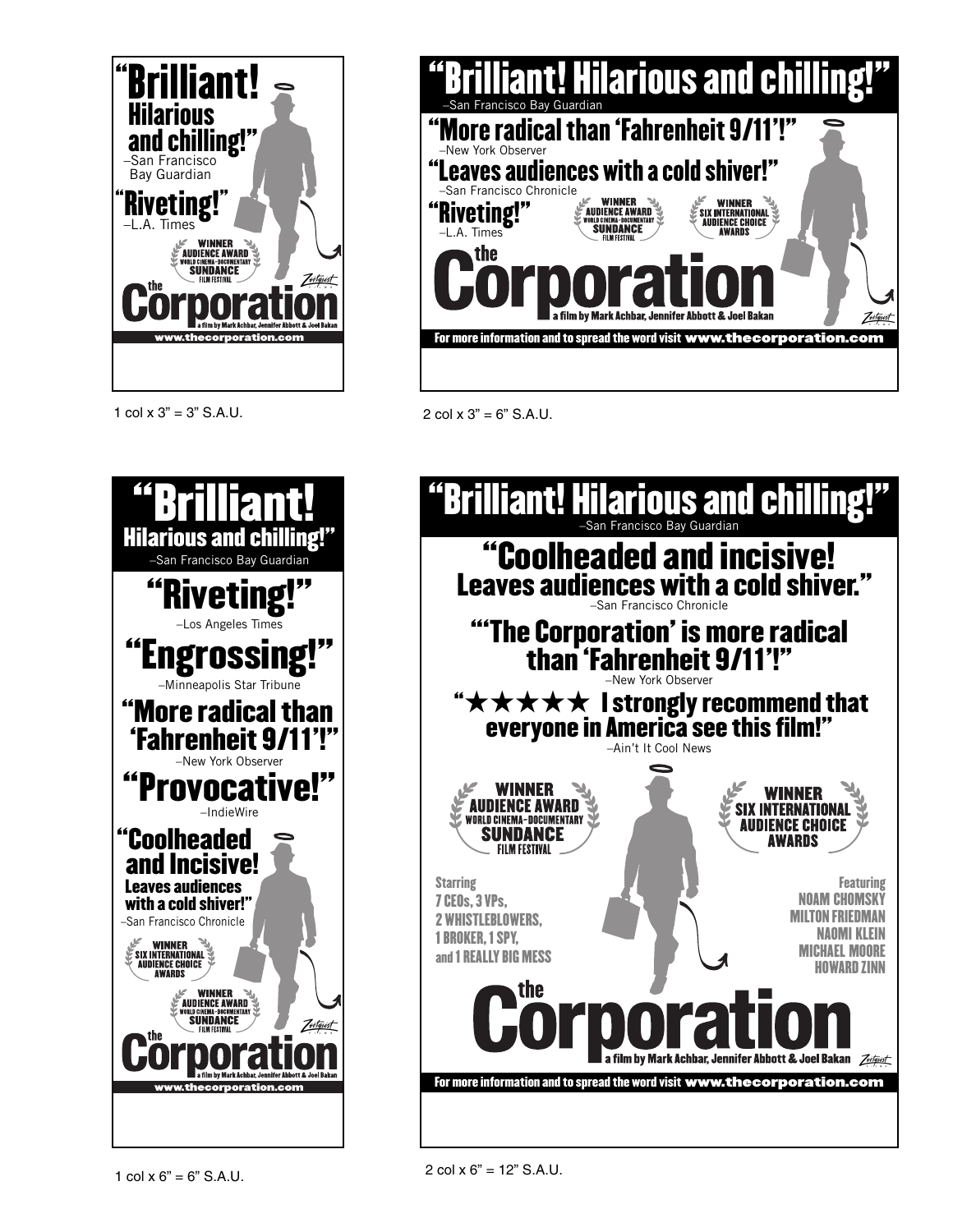## Ad 1

**"Brilliant! Hilarious and chilling!"**
–San Francisco Bay Guardian

**"Riveting!"**
–L.A. Times

WINNER AUDIENCE AWARD WORLD CINEMA–DOCUMENTARY SUNDANCE FILM FESTIVAL

**the Corporation**
a film by Mark Achbar, Jennifer Abbott & Joel Bakan

Zeitgeist

www.thecorporation.com

1 col x 3" = 3" S.A.U.

## Ad 2

**"Brilliant! Hilarious and chilling!"**
–San Francisco Bay Guardian

**"More radical than 'Fahrenheit 9/11'!"**
–New York Observer

**"Leaves audiences with a cold shiver!"**
–San Francisco Chronicle

**"Riveting!"**
–L.A. Times

WINNER AUDIENCE AWARD WORLD CINEMA–DOCUMENTARY SUNDANCE FILM FESTIVAL

WINNER SIX INTERNATIONAL AUDIENCE CHOICE AWARDS

**the Corporation**
a film by Mark Achbar, Jennifer Abbott & Joel Bakan

Zeitgeist

For more information and to spread the word visit www.thecorporation.com

2 col x 3" = 6" S.A.U.

## Ad 3

**"Brilliant! Hilarious and chilling!"**
–San Francisco Bay Guardian

**"Riveting!"**
–Los Angeles Times

**"Engrossing!"**
–Minneapolis Star Tribune

**"More radical than 'Fahrenheit 9/11'!"**
–New York Observer

**"Provocative!"**
–IndieWire

**"Coolheaded and Incisive! Leaves audiences with a cold shiver!"**
–San Francisco Chronicle

WINNER SIX INTERNATIONAL AUDIENCE CHOICE AWARDS

WINNER AUDIENCE AWARD WORLD CINEMA–DOCUMENTARY SUNDANCE FILM FESTIVAL

**the Corporation**
a film by Mark Achbar, Jennifer Abbott & Joel Bakan

Zeitgeist

www.thecorporation.com

1 col x 6" = 6" S.A.U.

## Ad 4

**"Brilliant! Hilarious and chilling!"**
–San Francisco Bay Guardian

**"Coolheaded and incisive! Leaves audiences with a cold shiver."**
–San Francisco Chronicle

**"'The Corporation' is more radical than 'Fahrenheit 9/11'!"**
–New York Observer

**"★★★★★ I strongly recommend that everyone in America see this film!"**
–Ain't It Cool News

WINNER AUDIENCE AWARD WORLD CINEMA–DOCUMENTARY SUNDANCE FILM FESTIVAL

WINNER SIX INTERNATIONAL AUDIENCE CHOICE AWARDS

Starring
7 CEOs, 3 VPs,
2 WHISTLEBLOWERS,
1 BROKER, 1 SPY,
and 1 REALLY BIG MESS

Featuring
NOAM CHOMSKY
MILTON FRIEDMAN
NAOMI KLEIN
MICHAEL MOORE
HOWARD ZINN

**the Corporation**
a film by Mark Achbar, Jennifer Abbott & Joel Bakan

Zeitgeist

For more information and to spread the word visit www.thecorporation.com

2 col x 6" = 12" S.A.U.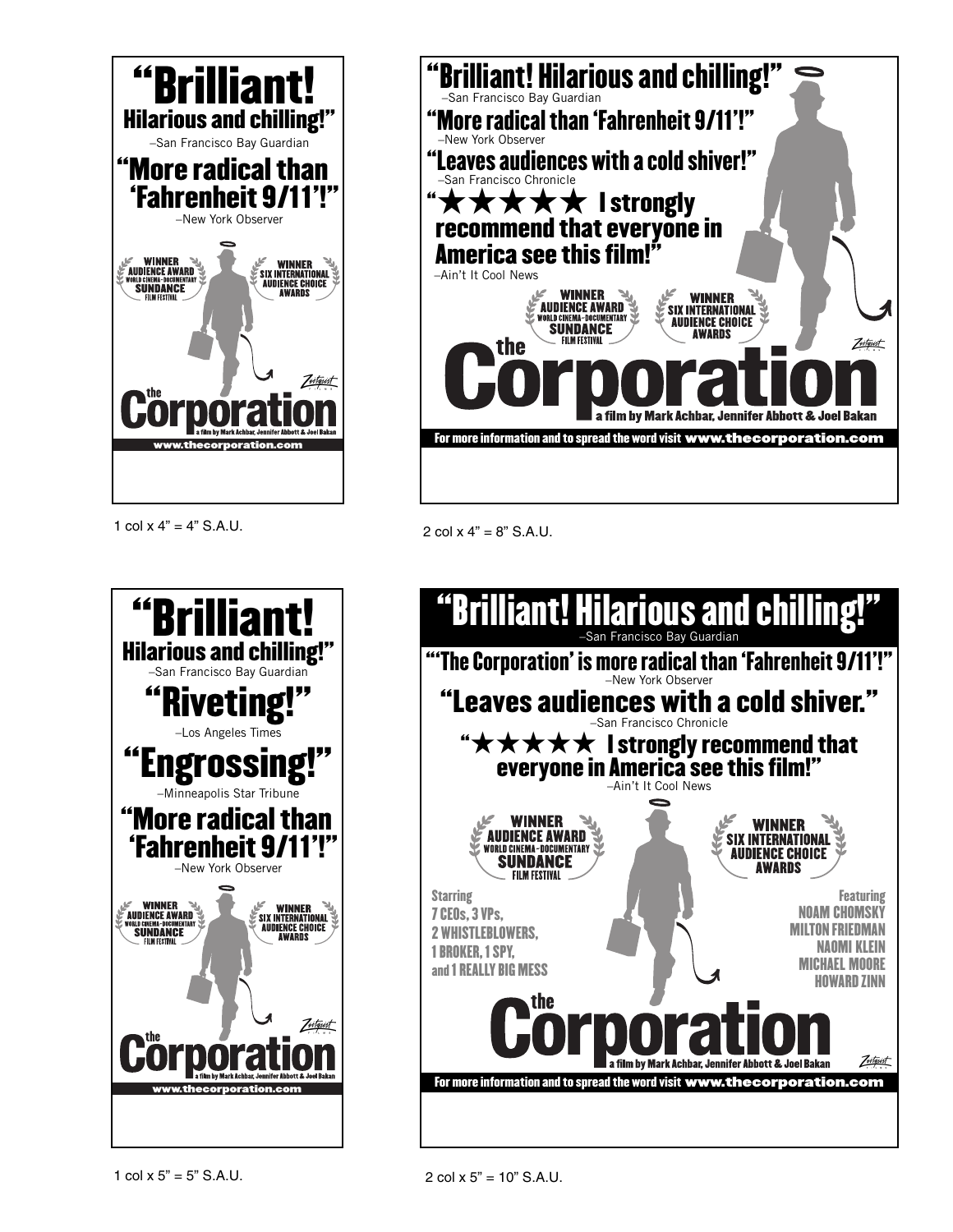"Brilliant! Hilarious and chilling!"
–San Francisco Bay Guardian

"More radical than 'Fahrenheit 9/11'!"
–New York Observer

WINNER AUDIENCE AWARD WORLD CINEMA-DOCUMENTARY SUNDANCE FILM FESTIVAL

WINNER SIX INTERNATIONAL AUDIENCE CHOICE AWARDS

Zeitgeist

the Corporation

a film by Mark Achbar, Jennifer Abbott & Joel Bakan

www.thecorporation.com

1 col x 4" = 4" S.A.U.

"Brilliant! Hilarious and chilling!"
–San Francisco Bay Guardian

"More radical than 'Fahrenheit 9/11'!"
–New York Observer

"Leaves audiences with a cold shiver!"
–San Francisco Chronicle

"★★★★★ I strongly recommend that everyone in America see this film!"
–Ain't It Cool News

WINNER AUDIENCE AWARD WORLD CINEMA-DOCUMENTARY SUNDANCE FILM FESTIVAL

WINNER SIX INTERNATIONAL AUDIENCE CHOICE AWARDS

Zeitgeist

the Corporation

a film by Mark Achbar, Jennifer Abbott & Joel Bakan

For more information and to spread the word visit www.thecorporation.com

2 col x 4" = 8" S.A.U.

"Brilliant! Hilarious and chilling!"
–San Francisco Bay Guardian

"Riveting!"
–Los Angeles Times

"Engrossing!"
–Minneapolis Star Tribune

"More radical than 'Fahrenheit 9/11'!"
–New York Observer

WINNER AUDIENCE AWARD WORLD CINEMA-DOCUMENTARY SUNDANCE FILM FESTIVAL

WINNER SIX INTERNATIONAL AUDIENCE CHOICE AWARDS

Zeitgeist

the Corporation

a film by Mark Achbar, Jennifer Abbott & Joel Bakan

www.thecorporation.com

1 col x 5" = 5" S.A.U.

"Brilliant! Hilarious and chilling!"
–San Francisco Bay Guardian

"'The Corporation' is more radical than 'Fahrenheit 9/11'!"
–New York Observer

"Leaves audiences with a cold shiver."
–San Francisco Chronicle

"★★★★★ I strongly recommend that everyone in America see this film!"
–Ain't It Cool News

WINNER AUDIENCE AWARD WORLD CINEMA-DOCUMENTARY SUNDANCE FILM FESTIVAL

WINNER SIX INTERNATIONAL AUDIENCE CHOICE AWARDS

Starring
7 CEOs, 3 VPs,
2 WHISTLEBLOWERS,
1 BROKER, 1 SPY,
and 1 REALLY BIG MESS

Featuring
NOAM CHOMSKY
MILTON FRIEDMAN
NAOMI KLEIN
MICHAEL MOORE
HOWARD ZINN

the Corporation

a film by Mark Achbar, Jennifer Abbott & Joel Bakan

Zeitgeist

For more information and to spread the word visit www.thecorporation.com

2 col x 5" = 10" S.A.U.